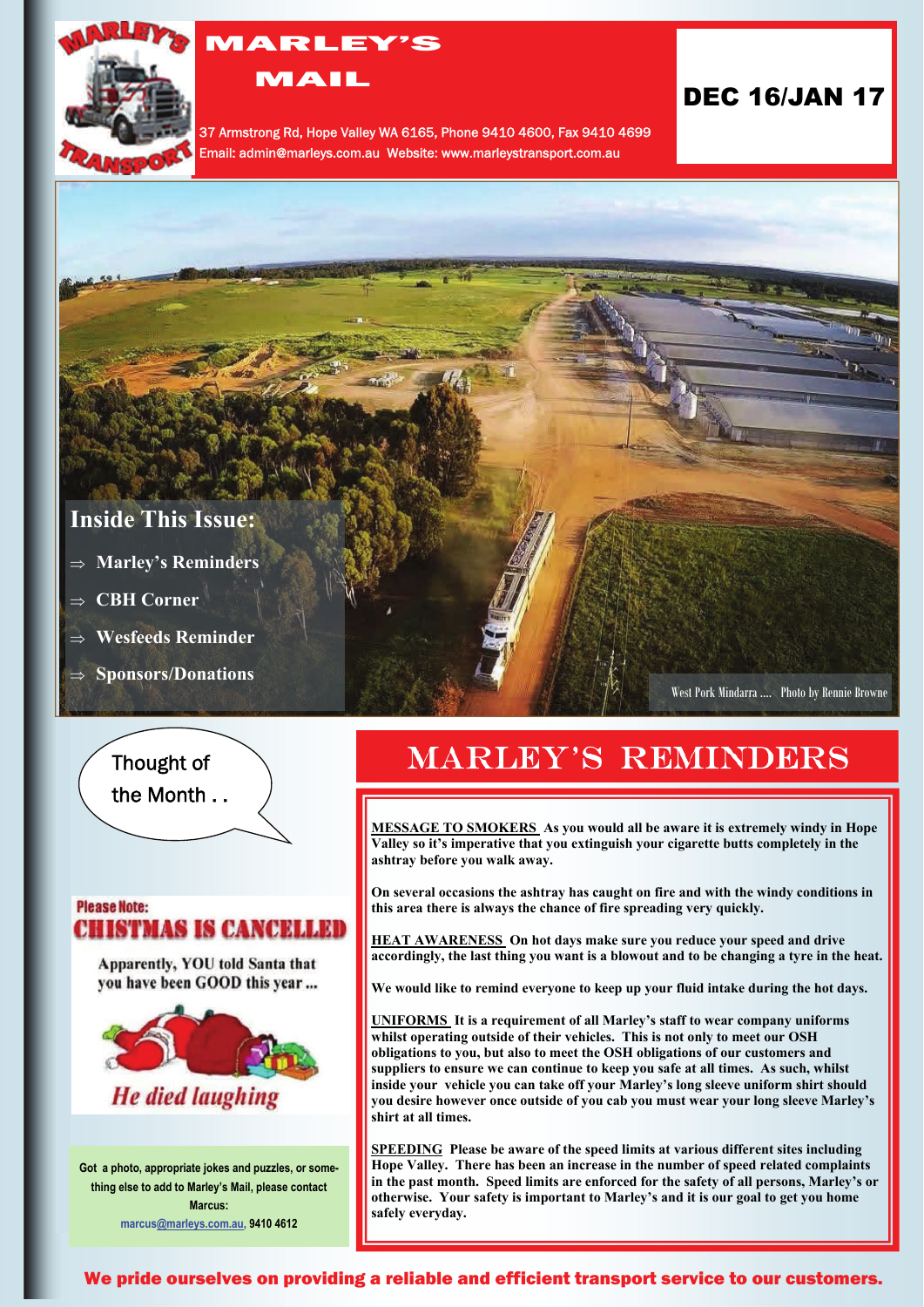# MARLEY'S MAIL

37 Armstrong Rd, Hope Valley WA 6165, Phone 9410 4600, Fax 9410 4699
Email: admin@marleys.com.au Website: www.marleystransport.com.au

**DEC 16/JAN 17**

West Pork Mindarra .... Photo by Rennie Browne

## Inside This Issue:

- Marley's Reminders
- CBH Corner
- Wesfeeds Reminder
- Sponsors/Donations

Thought of the Month . .

**Please Note:**
**CHISTMAS IS CANCELLED**

Apparently, YOU told Santa that you have been GOOD this year ...

*He died laughing*

Got a photo, appropriate jokes and puzzles, or something else to add to Marley's Mail, please contact Marcus: marcus@marleys.com.au, 9410 4612

## MARLEY'S REMINDERS

**MESSAGE TO SMOKERS** As you would all be aware it is extremely windy in Hope Valley so it's imperative that you extinguish your cigarette butts completely in the ashtray before you walk away.

On several occasions the ashtray has caught on fire and with the windy conditions in this area there is always the chance of fire spreading very quickly.

**HEAT AWARENESS** On hot days make sure you reduce your speed and drive accordingly, the last thing you want is a blowout and to be changing a tyre in the heat.

We would like to remind everyone to keep up your fluid intake during the hot days.

**UNIFORMS** It is a requirement of all Marley's staff to wear company uniforms whilst operating outside of their vehicles. This is not only to meet our OSH obligations to you, but also to meet the OSH obligations of our customers and suppliers to ensure we can continue to keep you safe at all times. As such, whilst inside your vehicle you can take off your Marley's long sleeve uniform shirt should you desire however once outside of you cab you must wear your long sleeve Marley's shirt at all times.

**SPEEDING** Please be aware of the speed limits at various different sites including Hope Valley. There has been an increase in the number of speed related complaints in the past month. Speed limits are enforced for the safety of all persons, Marley's or otherwise. Your safety is important to Marley's and it is our goal to get you home safely everyday.

We pride ourselves on providing a reliable and efficient transport service to our customers.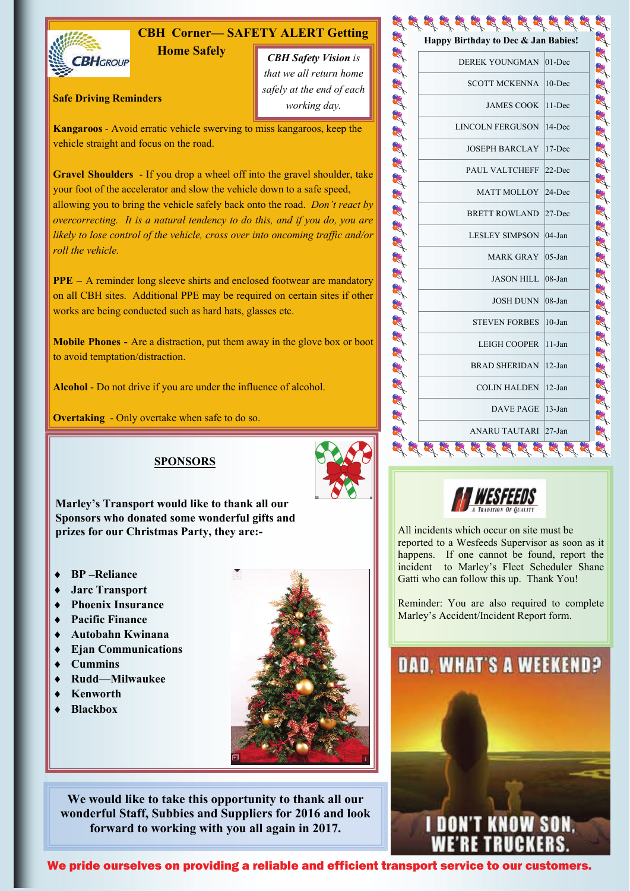## CBH Corner— SAFETY ALERT Getting Home Safely

***CBH Safety Vision*** *is that we all return home safely at the end of each working day.*

**Safe Driving Reminders**

**Kangaroos** - Avoid erratic vehicle swerving to miss kangaroos, keep the vehicle straight and focus on the road.

**Gravel Shoulders** - If you drop a wheel off into the gravel shoulder, take your foot of the accelerator and slow the vehicle down to a safe speed, allowing you to bring the vehicle safely back onto the road. *Don't react by overcorrecting. It is a natural tendency to do this, and if you do, you are likely to lose control of the vehicle, cross over into oncoming traffic and/or roll the vehicle.*

**PPE –** A reminder long sleeve shirts and enclosed footwear are mandatory on all CBH sites. Additional PPE may be required on certain sites if other works are being conducted such as hard hats, glasses etc.

**Mobile Phones -** Are a distraction, put them away in the glove box or boot to avoid temptation/distraction.

**Alcohol** - Do not drive if you are under the influence of alcohol.

**Overtaking** - Only overtake when safe to do so.

## SPONSORS

**Marley's Transport would like to thank all our Sponsors who donated some wonderful gifts and prizes for our Christmas Party, they are:-**

- **BP –Reliance**
- **Jarc Transport**
- **Phoenix Insurance**
- **Pacific Finance**
- **Autobahn Kwinana**
- **Ejan Communications**
- **Cummins**
- **Rudd—Milwaukee**
- **Kenworth**
- **Blackbox**

**We would like to take this opportunity to thank all our wonderful Staff, Subbies and Suppliers for 2016 and look forward to working with you all again in 2017.**

**Happy Birthday to Dec & Jan Babies!**

| | |
|---|---|
| DEREK YOUNGMAN | 01-Dec |
| SCOTT MCKENNA | 10-Dec |
| JAMES COOK | 11-Dec |
| LINCOLN FERGUSON | 14-Dec |
| JOSEPH BARCLAY | 17-Dec |
| PAUL VALTCHEFF | 22-Dec |
| MATT MOLLOY | 24-Dec |
| BRETT ROWLAND | 27-Dec |
| LESLEY SIMPSON | 04-Jan |
| MARK GRAY | 05-Jan |
| JASON HILL | 08-Jan |
| JOSH DUNN | 08-Jan |
| STEVEN FORBES | 10-Jan |
| LEIGH COOPER | 11-Jan |
| BRAD SHERIDAN | 12-Jan |
| COLIN HALDEN | 12-Jan |
| DAVE PAGE | 13-Jan |
| ANARU TAUTARI | 27-Jan |

WESFEEDS — A Tradition of Quality

All incidents which occur on site must be reported to a Wesfeeds Supervisor as soon as it happens. If one cannot be found, report the incident to Marley's Fleet Scheduler Shane Gatti who can follow this up. Thank You!

Reminder: You are also required to complete Marley's Accident/Incident Report form.

DAD, WHAT'S A WEEKEND?

I DON'T KNOW SON, WE'RE TRUCKERS.

**We pride ourselves on providing a reliable and efficient transport service to our customers.**